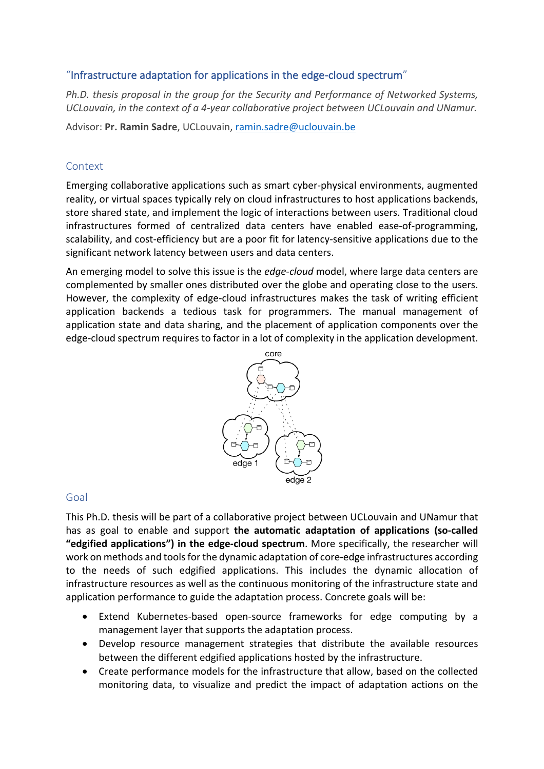# "Infrastructure adaptation for applications in the edge-cloud spectrum"

*Ph.D. thesis proposal in the group for the Security and Performance of Networked Systems, UCLouvain, in the context of a 4-year collaborative project between UCLouvain and UNamur.*

Advisor: **Pr. Ramin Sadre**, UCLouvain, [ramin.sadre@uclouvain.be](mailto:ramin.sadre@uclouvain.be)

## Context

Emerging collaborative applications such as smart cyber-physical environments, augmented reality, or virtual spaces typically rely on cloud infrastructures to host applications backends, store shared state, and implement the logic of interactions between users. Traditional cloud infrastructures formed of centralized data centers have enabled ease-of-programming, scalability, and cost-efficiency but are a poor fit for latency-sensitive applications due to the significant network latency between users and data centers.

An emerging model to solve this issue is the *edge-cloud* model, where large data centers are complemented by smaller ones distributed over the globe and operating close to the users. However, the complexity of edge-cloud infrastructures makes the task of writing efficient application backends a tedious task for programmers. The manual management of application state and data sharing, and the placement of application components over the edge-cloud spectrum requires to factor in a lot of complexity in the application development.

## Goal

This Ph.D. thesis will be part of a collaborative project between UCLouvain and UNamur that has as goal to enable and support **the automatic adaptation of applications (so-called "edgified applications") in the edge-cloud spectrum**. More specifically, the researcher will work on methods and tools for the dynamic adaptation of core-edge infrastructures according to the needs of such edgified applications. This includes the dynamic allocation of infrastructure resources as well as the continuous monitoring of the infrastructure state and application performance to guide the adaptation process. Concrete goals will be:

- Extend Kubernetes-based open-source frameworks for edge computing by a management layer that supports the adaptation process.
- Develop resource management strategies that distribute the available resources between the different edgified applications hosted by the infrastructure.
- Create performance models for the infrastructure that allow, based on the collected monitoring data, to visualize and predict the impact of adaptation actions on the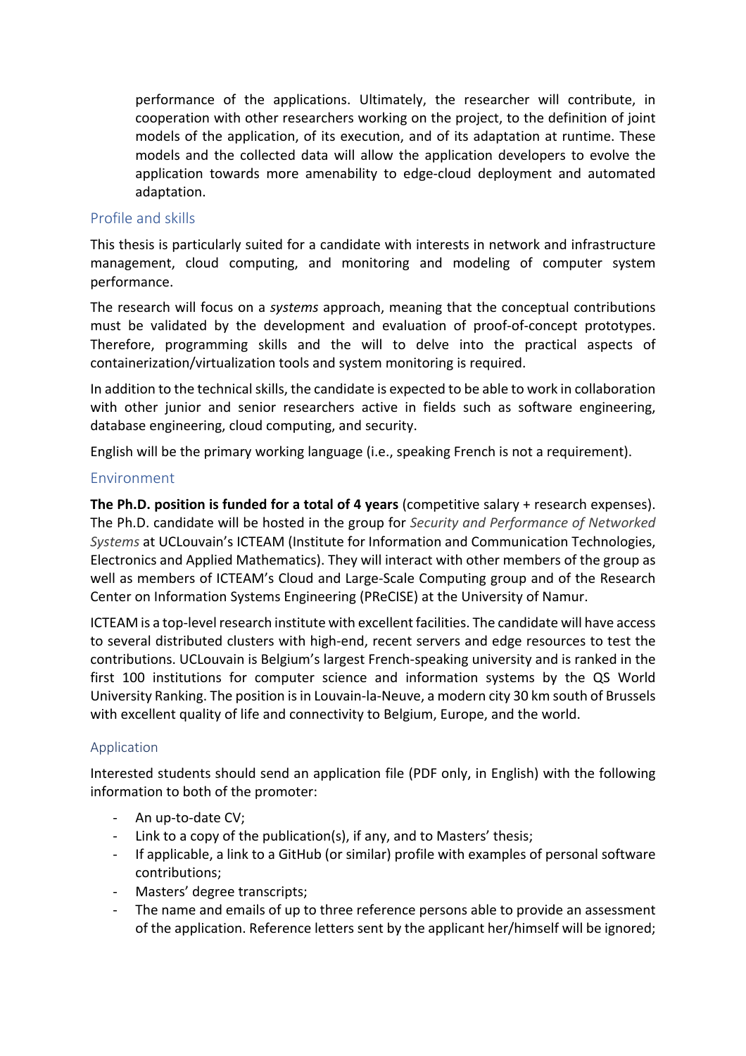performance of the applications. Ultimately, the researcher will contribute, in cooperation with other researchers working on the project, to the definition of joint models of the application, of its execution, and of its adaptation at runtime. These models and the collected data will allow the application developers to evolve the application towards more amenability to edge-cloud deployment and automated adaptation.

## Profile and skills

This thesis is particularly suited for a candidate with interests in network and infrastructure management, cloud computing, and monitoring and modeling of computer system performance.

The research will focus on a *systems* approach, meaning that the conceptual contributions must be validated by the development and evaluation of proof-of-concept prototypes. Therefore, programming skills and the will to delve into the practical aspects of containerization/virtualization tools and system monitoring is required.

In addition to the technical skills, the candidate is expected to be able to work in collaboration with other junior and senior researchers active in fields such as software engineering, database engineering, cloud computing, and security.

English will be the primary working language (i.e., speaking French is not a requirement).

## Environment

**The Ph.D. position is funded for a total of 4 years** (competitive salary + research expenses). The Ph.D. candidate will be hosted in the group for *Security and Performance of Networked Systems* at UCLouvain's ICTEAM (Institute for Information and Communication Technologies, Electronics and Applied Mathematics). They will interact with other members of the group as well as members of ICTEAM's Cloud and Large-Scale Computing group and of the Research Center on Information Systems Engineering (PReCISE) at the University of Namur.

ICTEAM is a top-level research institute with excellent facilities. The candidate will have access to several distributed clusters with high-end, recent servers and edge resources to test the contributions. UCLouvain is Belgium's largest French-speaking university and is ranked in the first 100 institutions for computer science and information systems by the QS World University Ranking. The position is in Louvain-la-Neuve, a modern city 30 km south of Brussels with excellent quality of life and connectivity to Belgium, Europe, and the world.

## Application

Interested students should send an application file (PDF only, in English) with the following information to both of the promoter:

- An up-to-date CV;
- Link to a copy of the publication(s), if any, and to Masters' thesis;
- If applicable, a link to a GitHub (or similar) profile with examples of personal software contributions;
- Masters' degree transcripts;
- The name and emails of up to three reference persons able to provide an assessment of the application. Reference letters sent by the applicant her/himself will be ignored;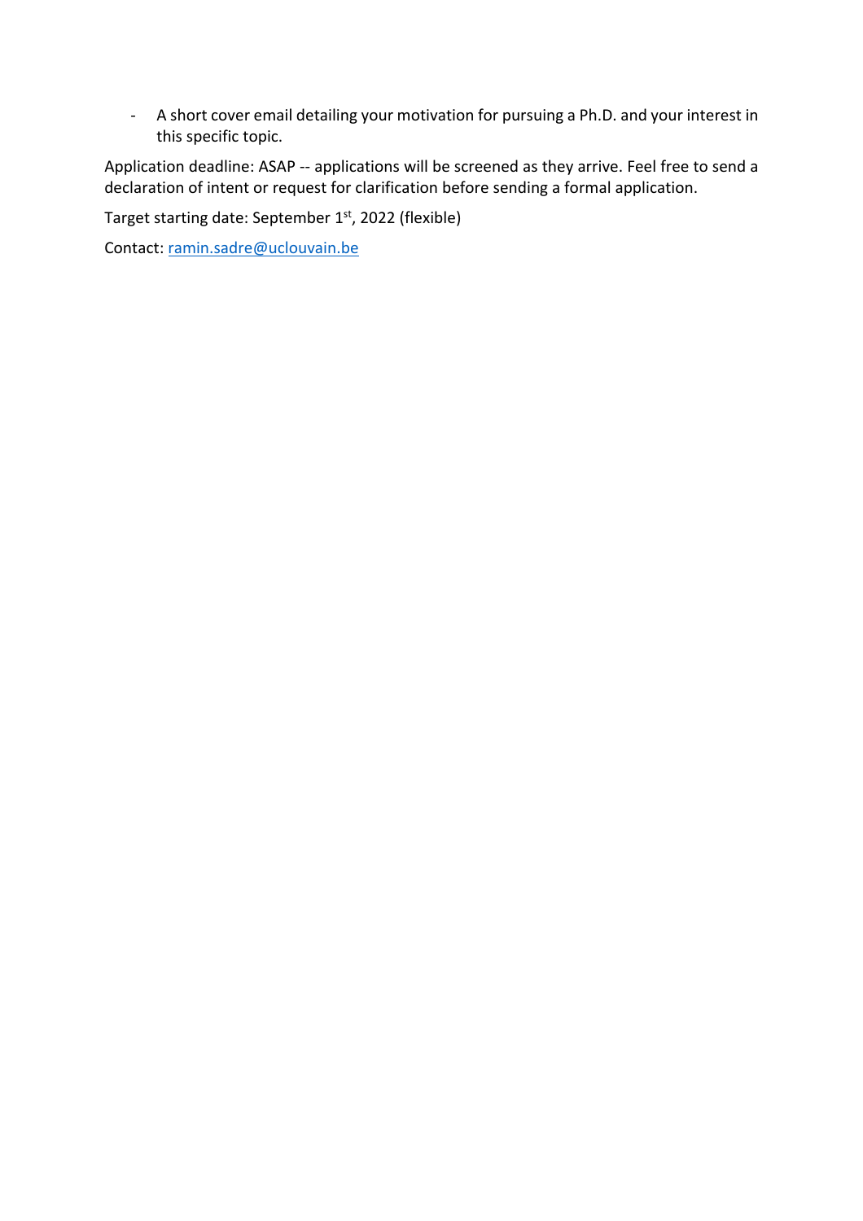- A short cover email detailing your motivation for pursuing a Ph.D. and your interest in this specific topic.

Application deadline: ASAP -- applications will be screened as they arrive. Feel free to send a declaration of intent or request for clarification before sending a formal application.

Target starting date: September 1st, 2022 (flexible)

Contact: ramin.sadre@uclouvain.be